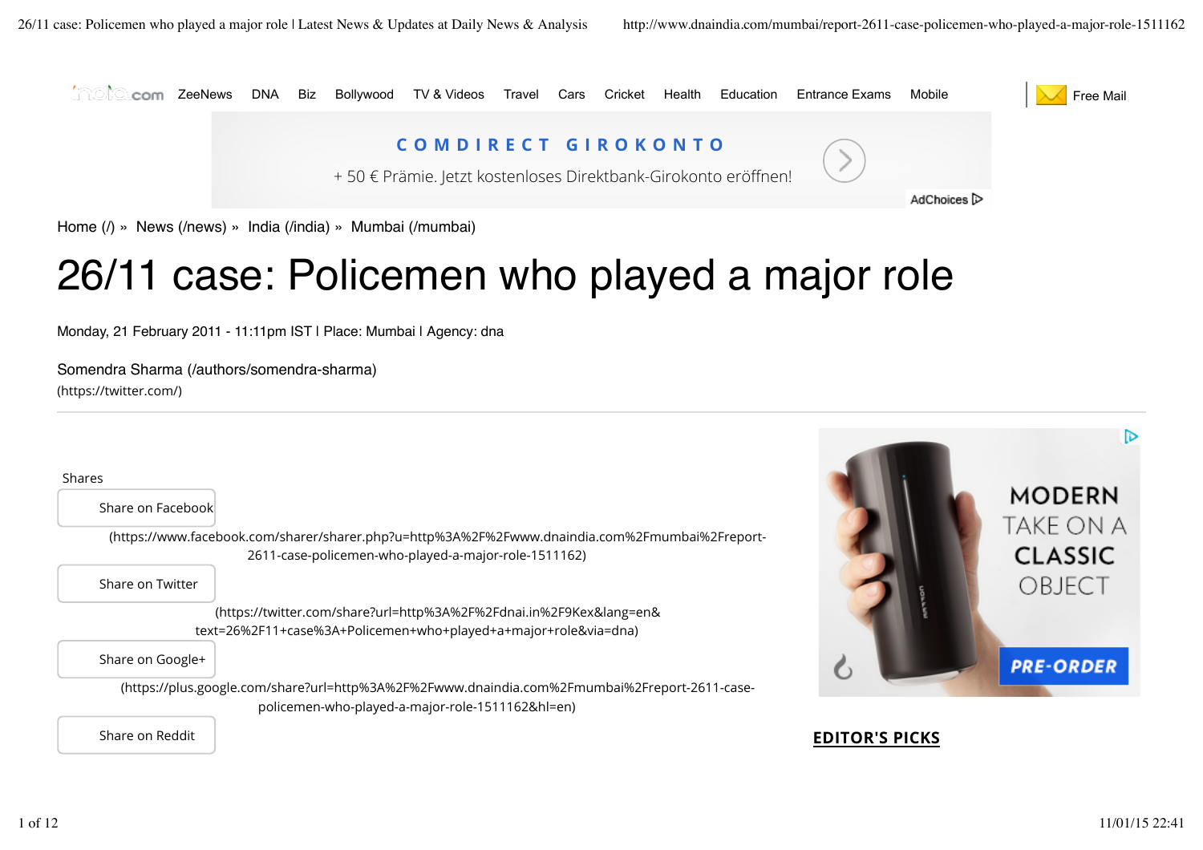Home (/) » News (/news) » India (/india) » Mumbai (/mumbai)

# 26/11 case: Policemen who played a major role

Monday, 21 February 2011 - 11:11pm IST | Place: Mumbai | Agency: dna

Somendra Sharma (/authors/somendra-sharma)
(https://twitter.com/)

Shares

Share on Facebook
(https://www.facebook.com/sharer/sharer.php?u=http%3A%2F%2Fwww.dnaindia.com%2Fmumbai%2Freport-2611-case-policemen-who-played-a-major-role-1511162)

Share on Twitter
(https://twitter.com/share?url=http%3A%2F%2Fdnai.in%2F9Kex&lang=en&text=26%2F11+case%3A+Policemen+who+played+a+major+role&via=dna)

Share on Google+
(https://plus.google.com/share?url=http%3A%2F%2Fwww.dnaindia.com%2Fmumbai%2Freport-2611-case-policemen-who-played-a-major-role-1511162&hl=en)

Share on Reddit

**EDITOR'S PICKS**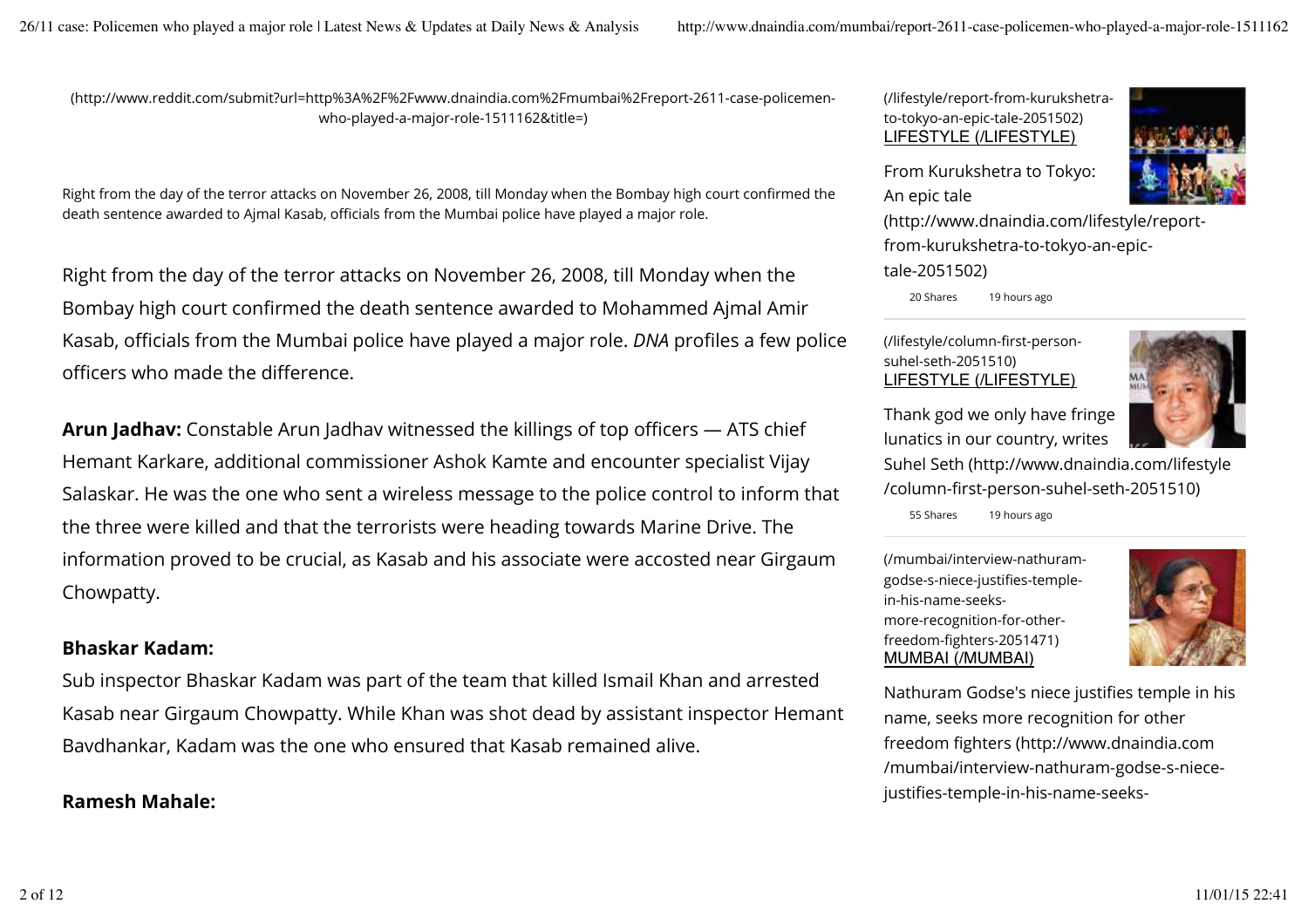(http://www.reddit.com/submit?url=http%3A%2F%2Fwww.dnaindia.com%2Fmumbai%2Freport-2611-case-policemen-who-played-a-major-role-1511162&title=)

Right from the day of the terror attacks on November 26, 2008, till Monday when the Bombay high court confirmed the death sentence awarded to Ajmal Kasab, officials from the Mumbai police have played a major role.

Right from the day of the terror attacks on November 26, 2008, till Monday when the Bombay high court confirmed the death sentence awarded to Mohammed Ajmal Amir Kasab, officials from the Mumbai police have played a major role. *DNA* profiles a few police officers who made the difference.

**Arun Jadhav:** Constable Arun Jadhav witnessed the killings of top officers — ATS chief Hemant Karkare, additional commissioner Ashok Kamte and encounter specialist Vijay Salaskar. He was the one who sent a wireless message to the police control to inform that the three were killed and that the terrorists were heading towards Marine Drive. The information proved to be crucial, as Kasab and his associate were accosted near Girgaum Chowpatty.

**Bhaskar Kadam:**

Sub inspector Bhaskar Kadam was part of the team that killed Ismail Khan and arrested Kasab near Girgaum Chowpatty. While Khan was shot dead by assistant inspector Hemant Bavdhankar, Kadam was the one who ensured that Kasab remained alive.

**Ramesh Mahale:**

(/lifestyle/report-from-kurukshetra-to-tokyo-an-epic-tale-2051502)
LIFESTYLE (/LIFESTYLE)

From Kurukshetra to Tokyo: An epic tale (http://www.dnaindia.com/lifestyle/report-from-kurukshetra-to-tokyo-an-epic-tale-2051502)

20 Shares 19 hours ago

(/lifestyle/column-first-person-suhel-seth-2051510)
LIFESTYLE (/LIFESTYLE)

Thank god we only have fringe lunatics in our country, writes Suhel Seth (http://www.dnaindia.com/lifestyle/column-first-person-suhel-seth-2051510)

55 Shares 19 hours ago

(/mumbai/interview-nathuram-godse-s-niece-justifies-temple-in-his-name-seeks-more-recognition-for-other-freedom-fighters-2051471)
MUMBAI (/MUMBAI)

Nathuram Godse's niece justifies temple in his name, seeks more recognition for other freedom fighters (http://www.dnaindia.com/mumbai/interview-nathuram-godse-s-niece-justifies-temple-in-his-name-seeks-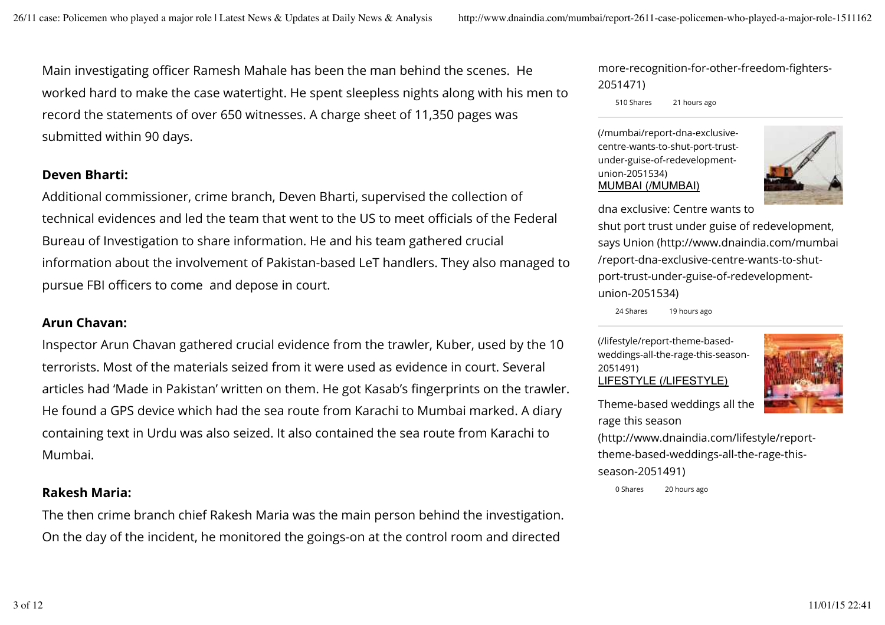Main investigating officer Ramesh Mahale has been the man behind the scenes. He worked hard to make the case watertight. He spent sleepless nights along with his men to record the statements of over 650 witnesses. A charge sheet of 11,350 pages was submitted within 90 days.

**Deven Bharti:**

Additional commissioner, crime branch, Deven Bharti, supervised the collection of technical evidences and led the team that went to the US to meet officials of the Federal Bureau of Investigation to share information. He and his team gathered crucial information about the involvement of Pakistan-based LeT handlers. They also managed to pursue FBI officers to come and depose in court.

**Arun Chavan:**

Inspector Arun Chavan gathered crucial evidence from the trawler, Kuber, used by the 10 terrorists. Most of the materials seized from it were used as evidence in court. Several articles had 'Made in Pakistan' written on them. He got Kasab's fingerprints on the trawler. He found a GPS device which had the sea route from Karachi to Mumbai marked. A diary containing text in Urdu was also seized. It also contained the sea route from Karachi to Mumbai.

**Rakesh Maria:**

The then crime branch chief Rakesh Maria was the main person behind the investigation. On the day of the incident, he monitored the goings-on at the control room and directed

more-recognition-for-other-freedom-fighters-2051471)

510 Shares 21 hours ago

(/mumbai/report-dna-exclusive-centre-wants-to-shut-port-trust-under-guise-of-redevelopment-union-2051534)
MUMBAI (/MUMBAI)

dna exclusive: Centre wants to shut port trust under guise of redevelopment, says Union (http://www.dnaindia.com/mumbai/report-dna-exclusive-centre-wants-to-shut-port-trust-under-guise-of-redevelopment-union-2051534)

24 Shares 19 hours ago

(/lifestyle/report-theme-based-weddings-all-the-rage-this-season-2051491)
LIFESTYLE (/LIFESTYLE)

Theme-based weddings all the rage this season (http://www.dnaindia.com/lifestyle/report-theme-based-weddings-all-the-rage-this-season-2051491)

0 Shares 20 hours ago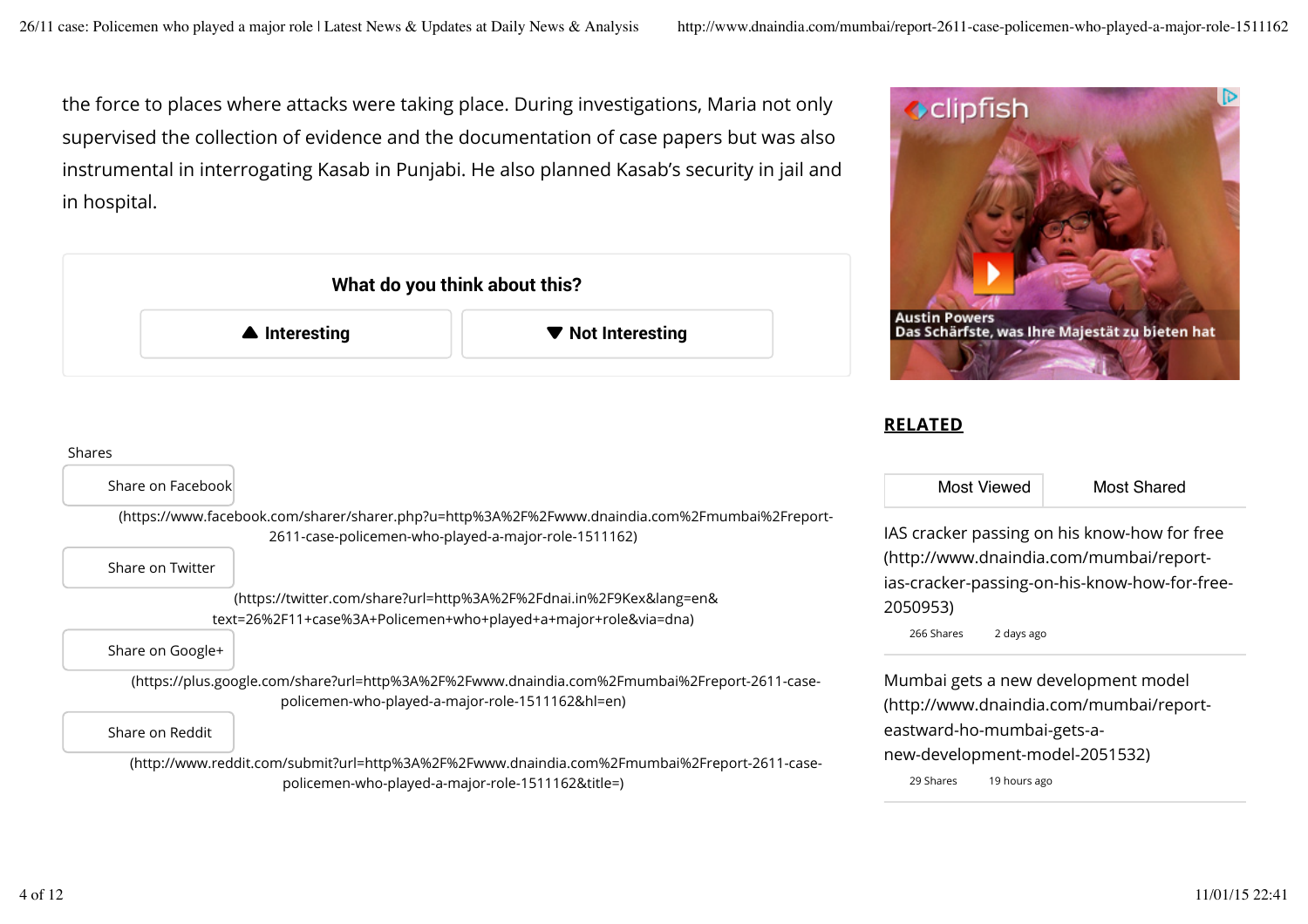the force to places where attacks were taking place. During investigations, Maria not only supervised the collection of evidence and the documentation of case papers but was also instrumental in interrogating Kasab in Punjabi. He also planned Kasab's security in jail and in hospital.

**What do you think about this?**

▲ **Interesting** ▼ **Not Interesting**

Shares

Share on Facebook
(https://www.facebook.com/sharer/sharer.php?u=http%3A%2F%2Fwww.dnaindia.com%2Fmumbai%2Freport-2611-case-policemen-who-played-a-major-role-1511162)

Share on Twitter
(https://twitter.com/share?url=http%3A%2F%2Fdnai.in%2F9Kex&lang=en&text=26%2F11+case%3A+Policemen+who+played+a+major+role&via=dna)

Share on Google+
(https://plus.google.com/share?url=http%3A%2F%2Fwww.dnaindia.com%2Fmumbai%2Freport-2611-case-policemen-who-played-a-major-role-1511162&hl=en)

Share on Reddit
(http://www.reddit.com/submit?url=http%3A%2F%2Fwww.dnaindia.com%2Fmumbai%2Freport-2611-case-policemen-who-played-a-major-role-1511162&title=)

clipfish
Austin Powers
Das Schärfste, was Ihre Majestät zu bieten hat

**RELATED**

Most Viewed | Most Shared

IAS cracker passing on his know-how for free (http://www.dnaindia.com/mumbai/report-ias-cracker-passing-on-his-know-how-for-free-2050953)

266 Shares 2 days ago

Mumbai gets a new development model (http://www.dnaindia.com/mumbai/report-eastward-ho-mumbai-gets-a-new-development-model-2051532)

29 Shares 19 hours ago